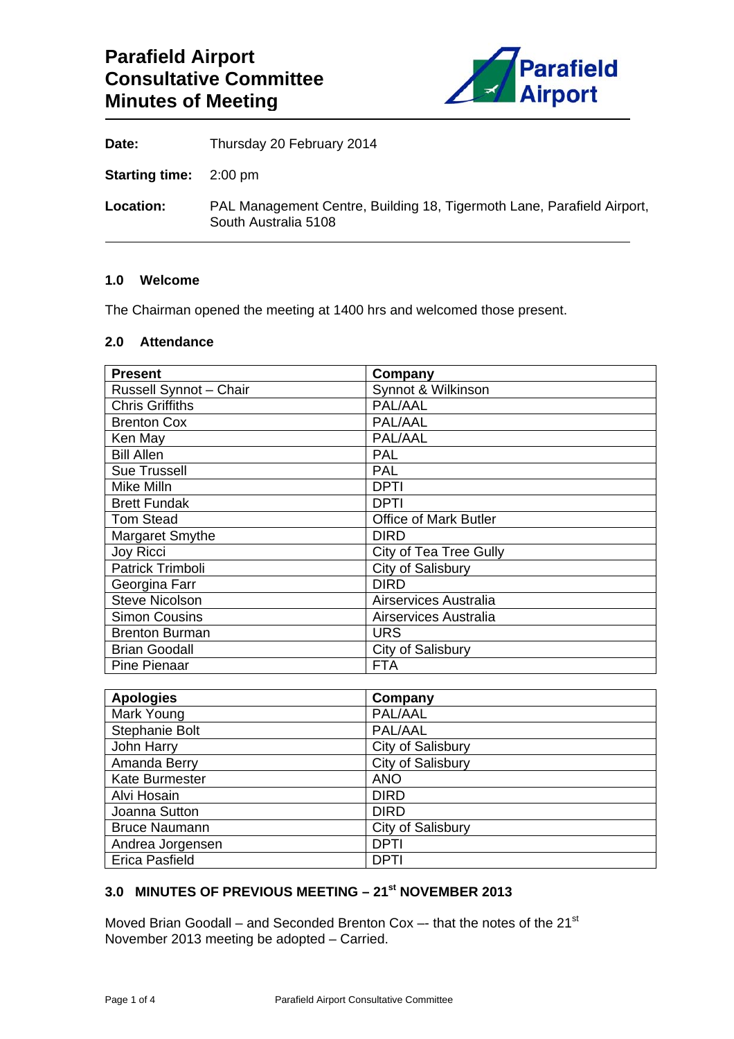# Parafield Airport Consultative Committee Minutes of Meeting

**Date:** Thursday 20 February 2014

**Starting time:** 2:00 pm

**Location:** PAL Management Centre, Building 18, Tigermoth Lane, Parafield Airport, South Australia 5108

### 1.0 Welcome

The Chairman opened the meeting at 1400 hrs and welcomed those present.

### 2.0 Attendance

| Present | Company |
|---|---|
| Russell Synnot – Chair | Synnot & Wilkinson |
| Chris Griffiths | PAL/AAL |
| Brenton Cox | PAL/AAL |
| Ken May | PAL/AAL |
| Bill Allen | PAL |
| Sue Trussell | PAL |
| Mike Milln | DPTI |
| Brett Fundak | DPTI |
| Tom Stead | Office of Mark Butler |
| Margaret Smythe | DIRD |
| Joy Ricci | City of Tea Tree Gully |
| Patrick Trimboli | City of Salisbury |
| Georgina Farr | DIRD |
| Steve Nicolson | Airservices Australia |
| Simon Cousins | Airservices Australia |
| Brenton Burman | URS |
| Brian Goodall | City of Salisbury |
| Pine Pienaar | FTA |

| Apologies | Company |
|---|---|
| Mark Young | PAL/AAL |
| Stephanie Bolt | PAL/AAL |
| John Harry | City of Salisbury |
| Amanda Berry | City of Salisbury |
| Kate Burmester | ANO |
| Alvi Hosain | DIRD |
| Joanna Sutton | DIRD |
| Bruce Naumann | City of Salisbury |
| Andrea Jorgensen | DPTI |
| Erica Pasfield | DPTI |

### 3.0 MINUTES OF PREVIOUS MEETING – 21st NOVEMBER 2013

Moved Brian Goodall – and Seconded Brenton Cox –- that the notes of the 21st November 2013 meeting be adopted – Carried.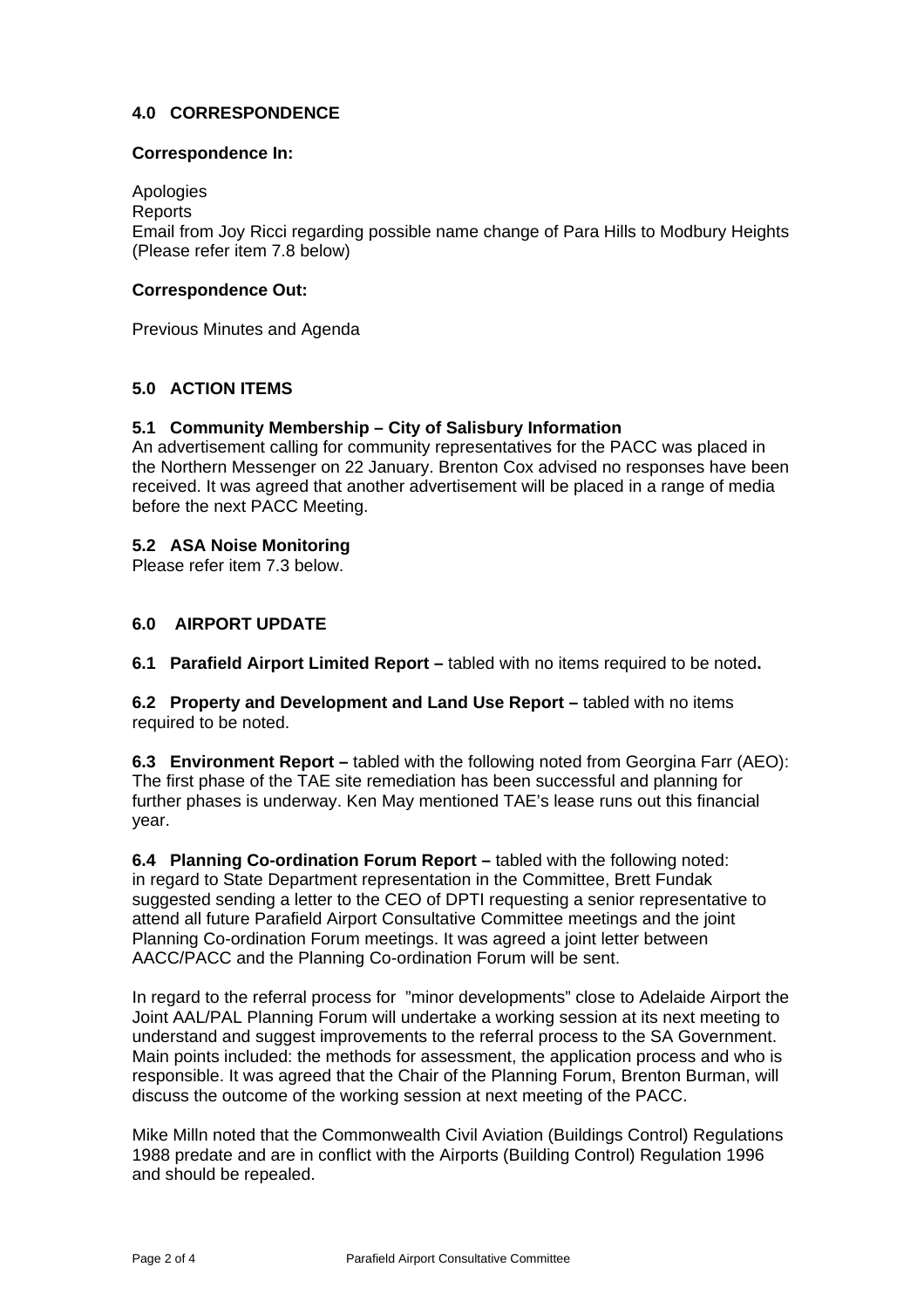## 4.0 CORRESPONDENCE

**Correspondence In:**

Apologies
Reports
Email from Joy Ricci regarding possible name change of Para Hills to Modbury Heights (Please refer item 7.8 below)

**Correspondence Out:**

Previous Minutes and Agenda

## 5.0 ACTION ITEMS

### 5.1 Community Membership – City of Salisbury Information

An advertisement calling for community representatives for the PACC was placed in the Northern Messenger on 22 January. Brenton Cox advised no responses have been received. It was agreed that another advertisement will be placed in a range of media before the next PACC Meeting.

### 5.2 ASA Noise Monitoring

Please refer item 7.3 below.

## 6.0 AIRPORT UPDATE

**6.1 Parafield Airport Limited Report –** tabled with no items required to be noted**.**

**6.2 Property and Development and Land Use Report –** tabled with no items required to be noted.

**6.3 Environment Report –** tabled with the following noted from Georgina Farr (AEO): The first phase of the TAE site remediation has been successful and planning for further phases is underway. Ken May mentioned TAE's lease runs out this financial year.

**6.4 Planning Co-ordination Forum Report –** tabled with the following noted: in regard to State Department representation in the Committee, Brett Fundak suggested sending a letter to the CEO of DPTI requesting a senior representative to attend all future Parafield Airport Consultative Committee meetings and the joint Planning Co-ordination Forum meetings. It was agreed a joint letter between AACC/PACC and the Planning Co-ordination Forum will be sent.

In regard to the referral process for "minor developments" close to Adelaide Airport the Joint AAL/PAL Planning Forum will undertake a working session at its next meeting to understand and suggest improvements to the referral process to the SA Government. Main points included: the methods for assessment, the application process and who is responsible. It was agreed that the Chair of the Planning Forum, Brenton Burman, will discuss the outcome of the working session at next meeting of the PACC.

Mike Milln noted that the Commonwealth Civil Aviation (Buildings Control) Regulations 1988 predate and are in conflict with the Airports (Building Control) Regulation 1996 and should be repealed.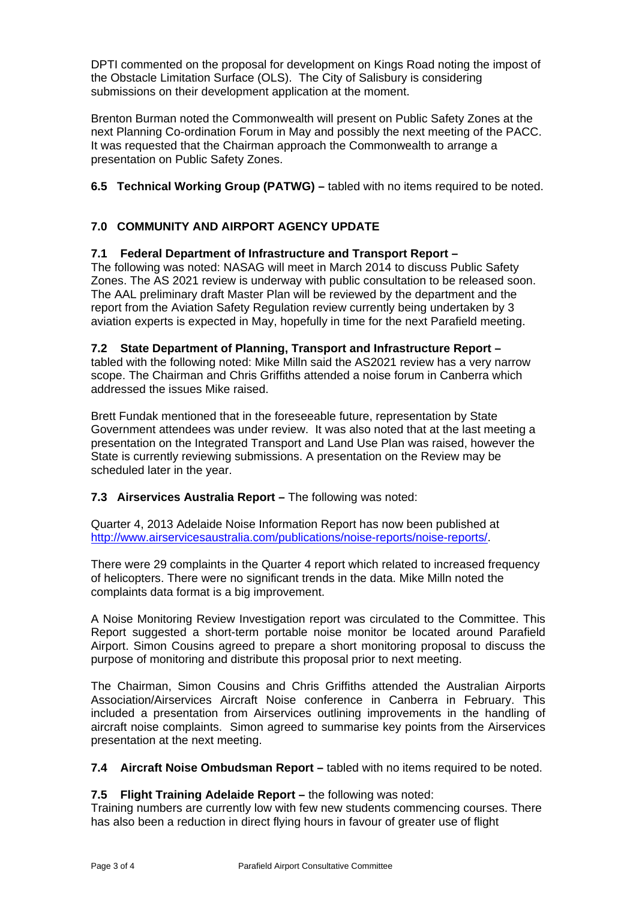DPTI commented on the proposal for development on Kings Road noting the impost of the Obstacle Limitation Surface (OLS). The City of Salisbury is considering submissions on their development application at the moment.

Brenton Burman noted the Commonwealth will present on Public Safety Zones at the next Planning Co-ordination Forum in May and possibly the next meeting of the PACC. It was requested that the Chairman approach the Commonwealth to arrange a presentation on Public Safety Zones.

**6.5 Technical Working Group (PATWG) –** tabled with no items required to be noted.

## 7.0 COMMUNITY AND AIRPORT AGENCY UPDATE

**7.1 Federal Department of Infrastructure and Transport Report –**
The following was noted: NASAG will meet in March 2014 to discuss Public Safety Zones. The AS 2021 review is underway with public consultation to be released soon. The AAL preliminary draft Master Plan will be reviewed by the department and the report from the Aviation Safety Regulation review currently being undertaken by 3 aviation experts is expected in May, hopefully in time for the next Parafield meeting.

**7.2 State Department of Planning, Transport and Infrastructure Report –**
tabled with the following noted: Mike Milln said the AS2021 review has a very narrow scope. The Chairman and Chris Griffiths attended a noise forum in Canberra which addressed the issues Mike raised.

Brett Fundak mentioned that in the foreseeable future, representation by State Government attendees was under review. It was also noted that at the last meeting a presentation on the Integrated Transport and Land Use Plan was raised, however the State is currently reviewing submissions. A presentation on the Review may be scheduled later in the year.

**7.3 Airservices Australia Report –** The following was noted:

Quarter 4, 2013 Adelaide Noise Information Report has now been published at http://www.airservicesaustralia.com/publications/noise-reports/noise-reports/.

There were 29 complaints in the Quarter 4 report which related to increased frequency of helicopters. There were no significant trends in the data. Mike Milln noted the complaints data format is a big improvement.

A Noise Monitoring Review Investigation report was circulated to the Committee. This Report suggested a short-term portable noise monitor be located around Parafield Airport. Simon Cousins agreed to prepare a short monitoring proposal to discuss the purpose of monitoring and distribute this proposal prior to next meeting.

The Chairman, Simon Cousins and Chris Griffiths attended the Australian Airports Association/Airservices Aircraft Noise conference in Canberra in February. This included a presentation from Airservices outlining improvements in the handling of aircraft noise complaints. Simon agreed to summarise key points from the Airservices presentation at the next meeting.

**7.4 Aircraft Noise Ombudsman Report –** tabled with no items required to be noted.

**7.5 Flight Training Adelaide Report –** the following was noted:
Training numbers are currently low with few new students commencing courses. There has also been a reduction in direct flying hours in favour of greater use of flight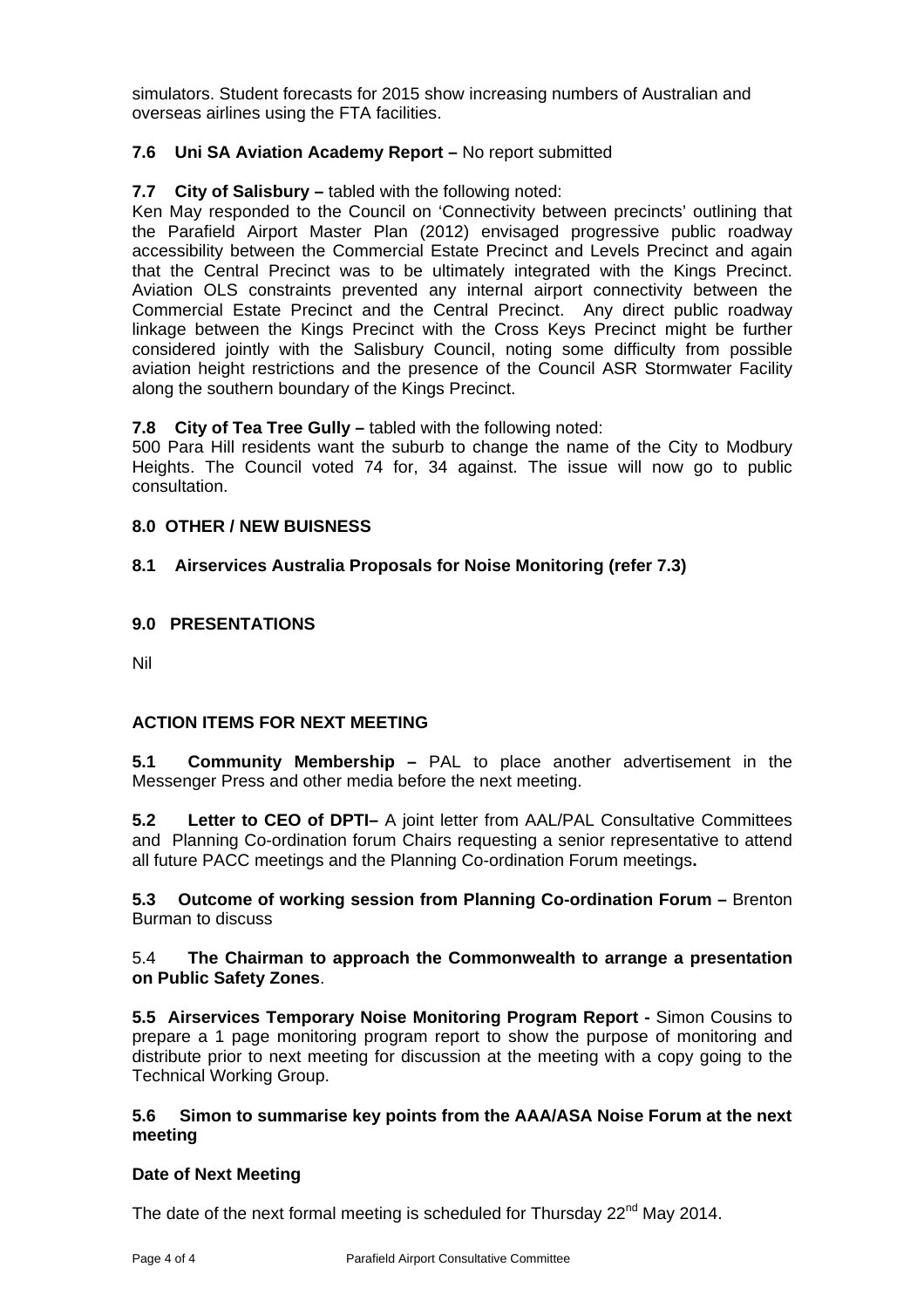simulators. Student forecasts for 2015 show increasing numbers of Australian and overseas airlines using the FTA facilities.

**7.6 Uni SA Aviation Academy Report –** No report submitted

**7.7 City of Salisbury –** tabled with the following noted:

Ken May responded to the Council on 'Connectivity between precincts' outlining that the Parafield Airport Master Plan (2012) envisaged progressive public roadway accessibility between the Commercial Estate Precinct and Levels Precinct and again that the Central Precinct was to be ultimately integrated with the Kings Precinct. Aviation OLS constraints prevented any internal airport connectivity between the Commercial Estate Precinct and the Central Precinct. Any direct public roadway linkage between the Kings Precinct with the Cross Keys Precinct might be further considered jointly with the Salisbury Council, noting some difficulty from possible aviation height restrictions and the presence of the Council ASR Stormwater Facility along the southern boundary of the Kings Precinct.

**7.8 City of Tea Tree Gully –** tabled with the following noted:

500 Para Hill residents want the suburb to change the name of the City to Modbury Heights. The Council voted 74 for, 34 against. The issue will now go to public consultation.

**8.0 OTHER / NEW BUISNESS**

**8.1 Airservices Australia Proposals for Noise Monitoring (refer 7.3)**

**9.0 PRESENTATIONS**

Nil

**ACTION ITEMS FOR NEXT MEETING**

**5.1 Community Membership –** PAL to place another advertisement in the Messenger Press and other media before the next meeting.

**5.2 Letter to CEO of DPTI–** A joint letter from AAL/PAL Consultative Committees and Planning Co-ordination forum Chairs requesting a senior representative to attend all future PACC meetings and the Planning Co-ordination Forum meetings**.**

**5.3 Outcome of working session from Planning Co-ordination Forum –** Brenton Burman to discuss

5.4 **The Chairman to approach the Commonwealth to arrange a presentation on Public Safety Zones**.

**5.5 Airservices Temporary Noise Monitoring Program Report -** Simon Cousins to prepare a 1 page monitoring program report to show the purpose of monitoring and distribute prior to next meeting for discussion at the meeting with a copy going to the Technical Working Group.

**5.6 Simon to summarise key points from the AAA/ASA Noise Forum at the next meeting**

**Date of Next Meeting**

The date of the next formal meeting is scheduled for Thursday 22nd May 2014.